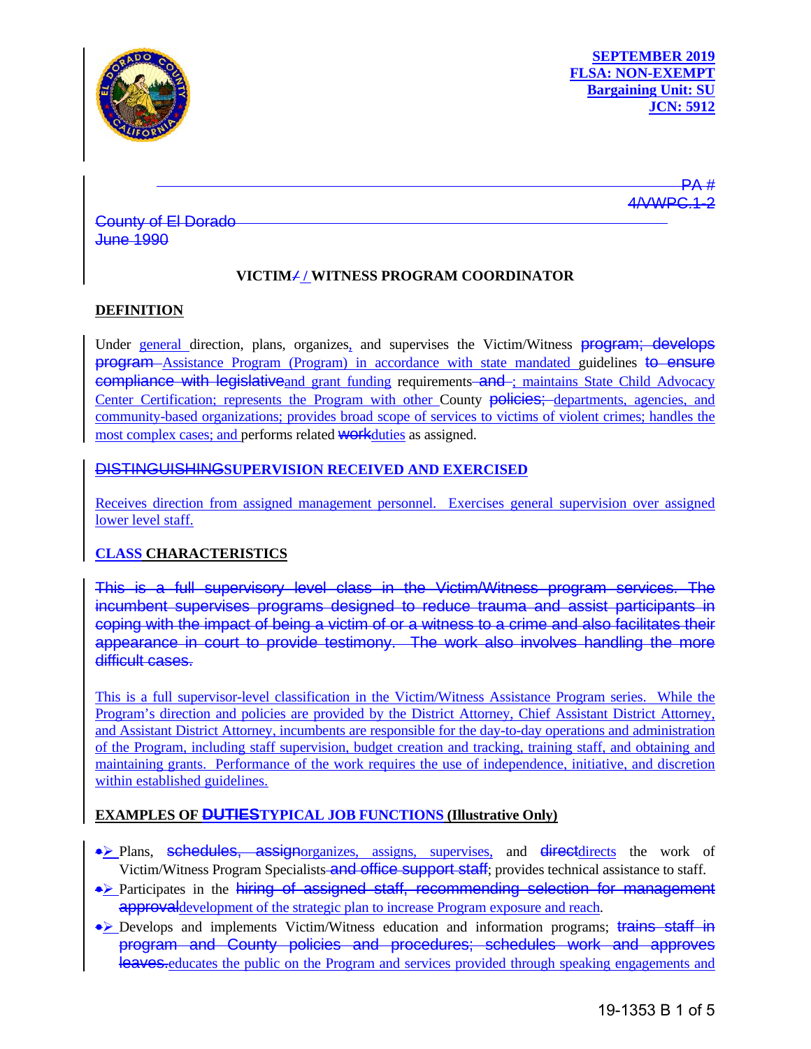**SEPTEMBER 2019**
**FLSA: NON-EXEMPT**
**Bargaining Unit: SU**
**JCN: 5912**

~~PA # 4/VWPC.1-2~~

~~County of El Dorado~~
~~June 1990~~

## VICTIM~~/~~ / WITNESS PROGRAM COORDINATOR

### DEFINITION

Under general direction, plans, organizes, and supervises the Victim/Witness ~~program; develops program~~ Assistance Program (Program) in accordance with state mandated guidelines ~~to ensure compliance with legislative~~and grant funding requirements ~~and~~ ; maintains State Child Advocacy Center Certification; represents the Program with other County ~~policies;~~ departments, agencies, and community-based organizations; provides broad scope of services to victims of violent crimes; handles the most complex cases; and performs related ~~work~~duties as assigned.

### ~~DISTINGUISHING~~SUPERVISION RECEIVED AND EXERCISED

Receives direction from assigned management personnel. Exercises general supervision over assigned lower level staff.

### CLASS CHARACTERISTICS

~~This is a full supervisory level class in the Victim/Witness program services. The incumbent supervises programs designed to reduce trauma and assist participants in coping with the impact of being a victim of or a witness to a crime and also facilitates their appearance in court to provide testimony. The work also involves handling the more difficult cases.~~

This is a full supervisor-level classification in the Victim/Witness Assistance Program series. While the Program's direction and policies are provided by the District Attorney, Chief Assistant District Attorney, and Assistant District Attorney, incumbents are responsible for the day-to-day operations and administration of the Program, including staff supervision, budget creation and tracking, training staff, and obtaining and maintaining grants. Performance of the work requires the use of independence, initiative, and discretion within established guidelines.

### EXAMPLES OF ~~DUTIES~~TYPICAL JOB FUNCTIONS (Illustrative Only)

- Plans, ~~schedules, assign~~organizes, assigns, supervises, and ~~direct~~directs the work of Victim/Witness Program Specialists ~~and office support staff~~; provides technical assistance to staff.
- Participates in the ~~hiring of assigned staff, recommending selection for management approval~~development of the strategic plan to increase Program exposure and reach.
- Develops and implements Victim/Witness education and information programs; ~~trains staff in program and County policies and procedures; schedules work and approves leaves.~~educates the public on the Program and services provided through speaking engagements and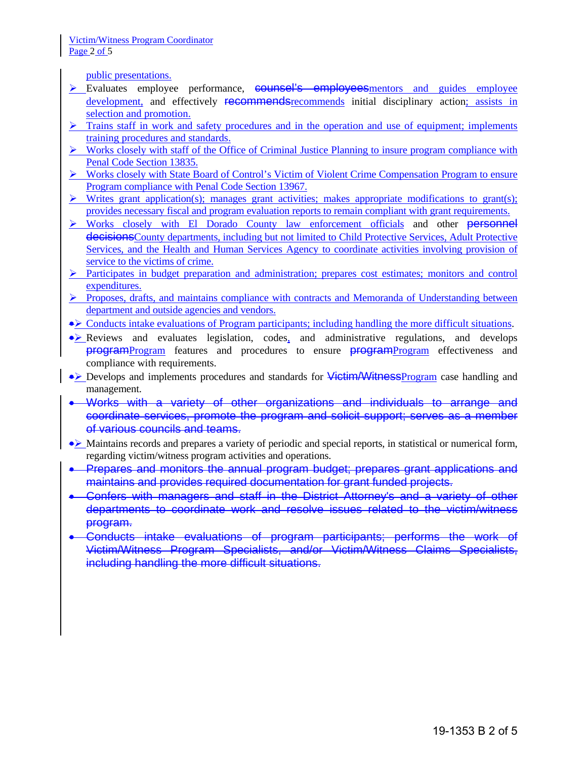public presentations.

- Evaluates employee performance, ~~counsel's employees~~mentors and guides employee development, and effectively ~~recommends~~recommends initial disciplinary action; assists in selection and promotion.
- Trains staff in work and safety procedures and in the operation and use of equipment; implements training procedures and standards.
- Works closely with staff of the Office of Criminal Justice Planning to insure program compliance with Penal Code Section 13835.
- Works closely with State Board of Control's Victim of Violent Crime Compensation Program to ensure Program compliance with Penal Code Section 13967.
- Writes grant application(s); manages grant activities; makes appropriate modifications to grant(s); provides necessary fiscal and program evaluation reports to remain compliant with grant requirements.
- Works closely with El Dorado County law enforcement officials and other ~~personnel decisions~~County departments, including but not limited to Child Protective Services, Adult Protective Services, and the Health and Human Services Agency to coordinate activities involving provision of service to the victims of crime.
- Participates in budget preparation and administration; prepares cost estimates; monitors and control expenditures.
- Proposes, drafts, and maintains compliance with contracts and Memoranda of Understanding between department and outside agencies and vendors.
- Conducts intake evaluations of Program participants; including handling the more difficult situations.
- Reviews and evaluates legislation, codes, and administrative regulations, and develops ~~program~~Program features and procedures to ensure ~~program~~Program effectiveness and compliance with requirements.
- Develops and implements procedures and standards for ~~Victim/Witness~~Program case handling and management.
- ~~Works with a variety of other organizations and individuals to arrange and coordinate services, promote the program and solicit support; serves as a member of various councils and teams.~~
- Maintains records and prepares a variety of periodic and special reports, in statistical or numerical form, regarding victim/witness program activities and operations.
- ~~Prepares and monitors the annual program budget; prepares grant applications and maintains and provides required documentation for grant funded projects.~~
- ~~Confers with managers and staff in the District Attorney's and a variety of other departments to coordinate work and resolve issues related to the victim/witness program.~~
- ~~Conducts intake evaluations of program participants; performs the work of Victim/Witness Program Specialists, and/or Victim/Witness Claims Specialists, including handling the more difficult situations.~~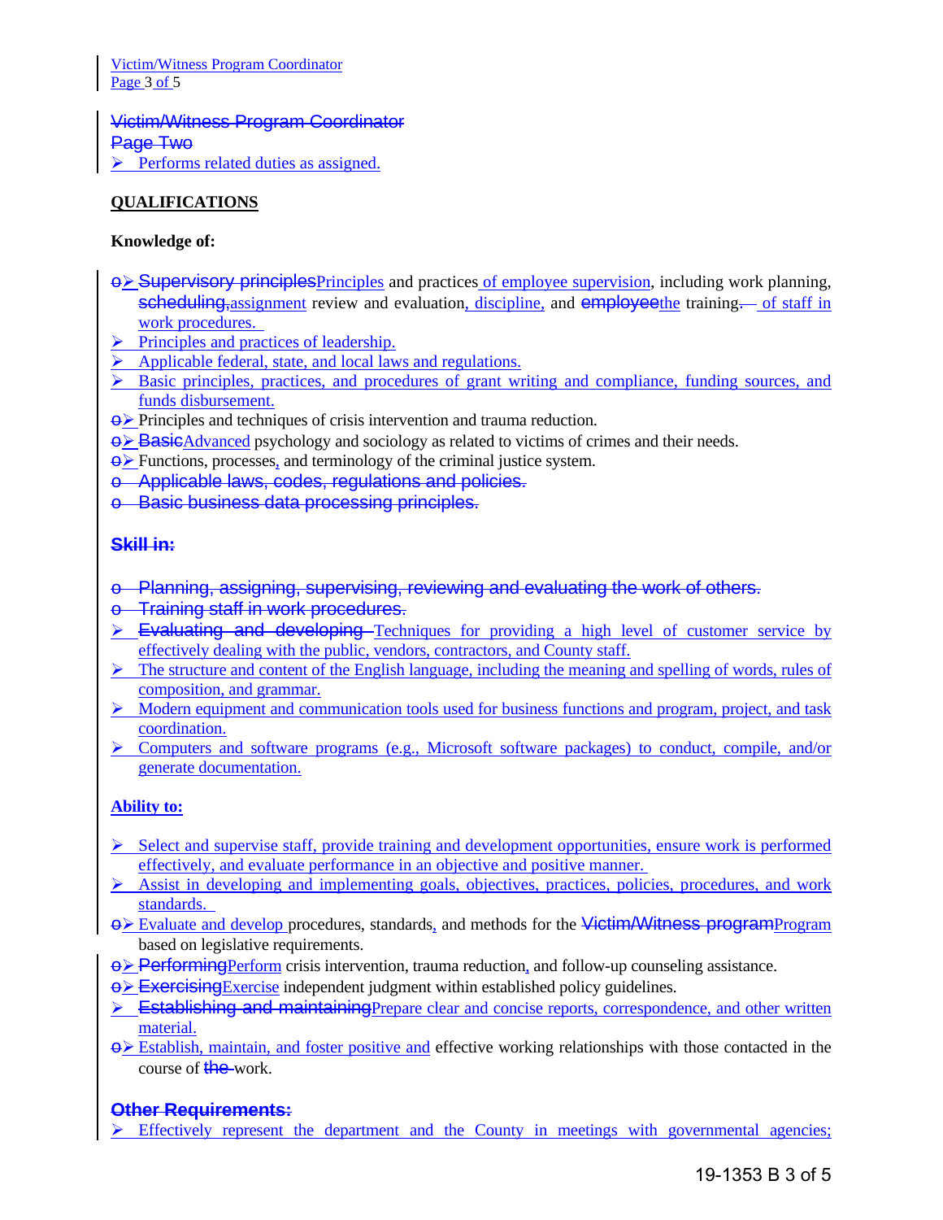- Performs related duties as assigned.

**QUALIFICATIONS**

**Knowledge of:**

- ~~Supervisory principles~~Principles and practices of employee supervision, including work planning, ~~scheduling,~~assignment review and evaluation, discipline, and ~~employee~~the training. of staff in work procedures.
- Principles and practices of leadership.
- Applicable federal, state, and local laws and regulations.
- Basic principles, practices, and procedures of grant writing and compliance, funding sources, and funds disbursement.
- Principles and techniques of crisis intervention and trauma reduction.
- ~~Basic~~Advanced psychology and sociology as related to victims of crimes and their needs.
- Functions, processes, and terminology of the criminal justice system.
- ~~Applicable laws, codes, regulations and policies.~~
- ~~Basic business data processing principles.~~

~~**Skill in:**~~

- ~~Planning, assigning, supervising, reviewing and evaluating the work of others.~~
- ~~Training staff in work procedures.~~
- ~~Evaluating and developing~~ Techniques for providing a high level of customer service by effectively dealing with the public, vendors, contractors, and County staff.
- The structure and content of the English language, including the meaning and spelling of words, rules of composition, and grammar.
- Modern equipment and communication tools used for business functions and program, project, and task coordination.
- Computers and software programs (e.g., Microsoft software packages) to conduct, compile, and/or generate documentation.

**Ability to:**

- Select and supervise staff, provide training and development opportunities, ensure work is performed effectively, and evaluate performance in an objective and positive manner.
- Assist in developing and implementing goals, objectives, practices, policies, procedures, and work standards.
- Evaluate and develop procedures, standards, and methods for the ~~Victim/Witness program~~Program based on legislative requirements.
- ~~Performing~~Perform crisis intervention, trauma reduction, and follow-up counseling assistance.
- ~~Exercising~~Exercise independent judgment within established policy guidelines.
- ~~Establishing and maintaining~~Prepare clear and concise reports, correspondence, and other written material.
- Establish, maintain, and foster positive and effective working relationships with those contacted in the course of ~~the~~ work.

~~**Other Requirements:**~~

- Effectively represent the department and the County in meetings with governmental agencies;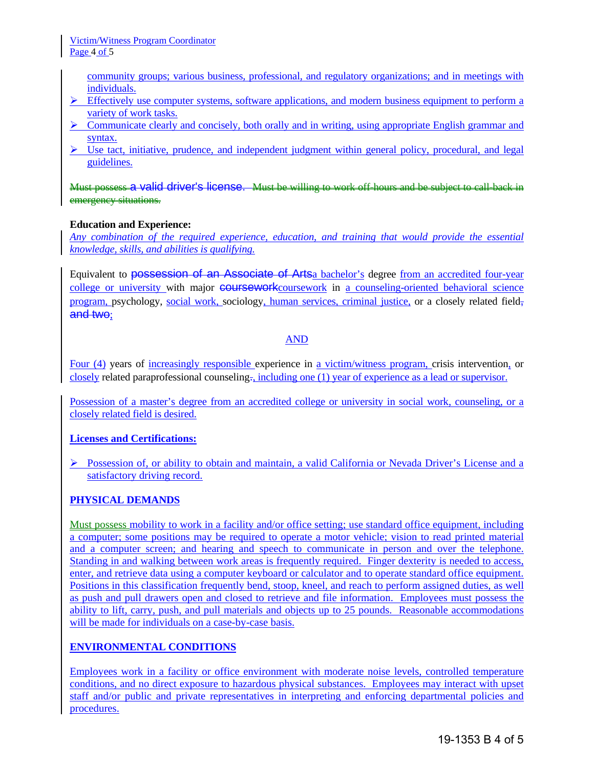community groups; various business, professional, and regulatory organizations; and in meetings with individuals.

- Effectively use computer systems, software applications, and modern business equipment to perform a variety of work tasks.
- Communicate clearly and concisely, both orally and in writing, using appropriate English grammar and syntax.
- Use tact, initiative, prudence, and independent judgment within general policy, procedural, and legal guidelines.

~~Must possess a valid driver's license. Must be willing to work off-hours and be subject to call-back in emergency situations.~~

**Education and Experience:**

*Any combination of the required experience, education, and training that would provide the essential knowledge, skills, and abilities is qualifying.*

Equivalent to ~~possession of an Associate of Arts~~a bachelor's degree from an accredited four-year college or university with major ~~coursework~~coursework in a counseling-oriented behavioral science program, psychology, social work, sociology, human services, criminal justice, or a closely related field~~, and two~~;

AND

Four (4) years of increasingly responsible experience in a victim/witness program, crisis intervention, or closely related paraprofessional counseling~~.~~, including one (1) year of experience as a lead or supervisor.

Possession of a master's degree from an accredited college or university in social work, counseling, or a closely related field is desired.

**Licenses and Certifications:**

- Possession of, or ability to obtain and maintain, a valid California or Nevada Driver's License and a satisfactory driving record.

## PHYSICAL DEMANDS

Must possess mobility to work in a facility and/or office setting; use standard office equipment, including a computer; some positions may be required to operate a motor vehicle; vision to read printed material and a computer screen; and hearing and speech to communicate in person and over the telephone. Standing in and walking between work areas is frequently required. Finger dexterity is needed to access, enter, and retrieve data using a computer keyboard or calculator and to operate standard office equipment. Positions in this classification frequently bend, stoop, kneel, and reach to perform assigned duties, as well as push and pull drawers open and closed to retrieve and file information. Employees must possess the ability to lift, carry, push, and pull materials and objects up to 25 pounds. Reasonable accommodations will be made for individuals on a case-by-case basis.

## ENVIRONMENTAL CONDITIONS

Employees work in a facility or office environment with moderate noise levels, controlled temperature conditions, and no direct exposure to hazardous physical substances. Employees may interact with upset staff and/or public and private representatives in interpreting and enforcing departmental policies and procedures.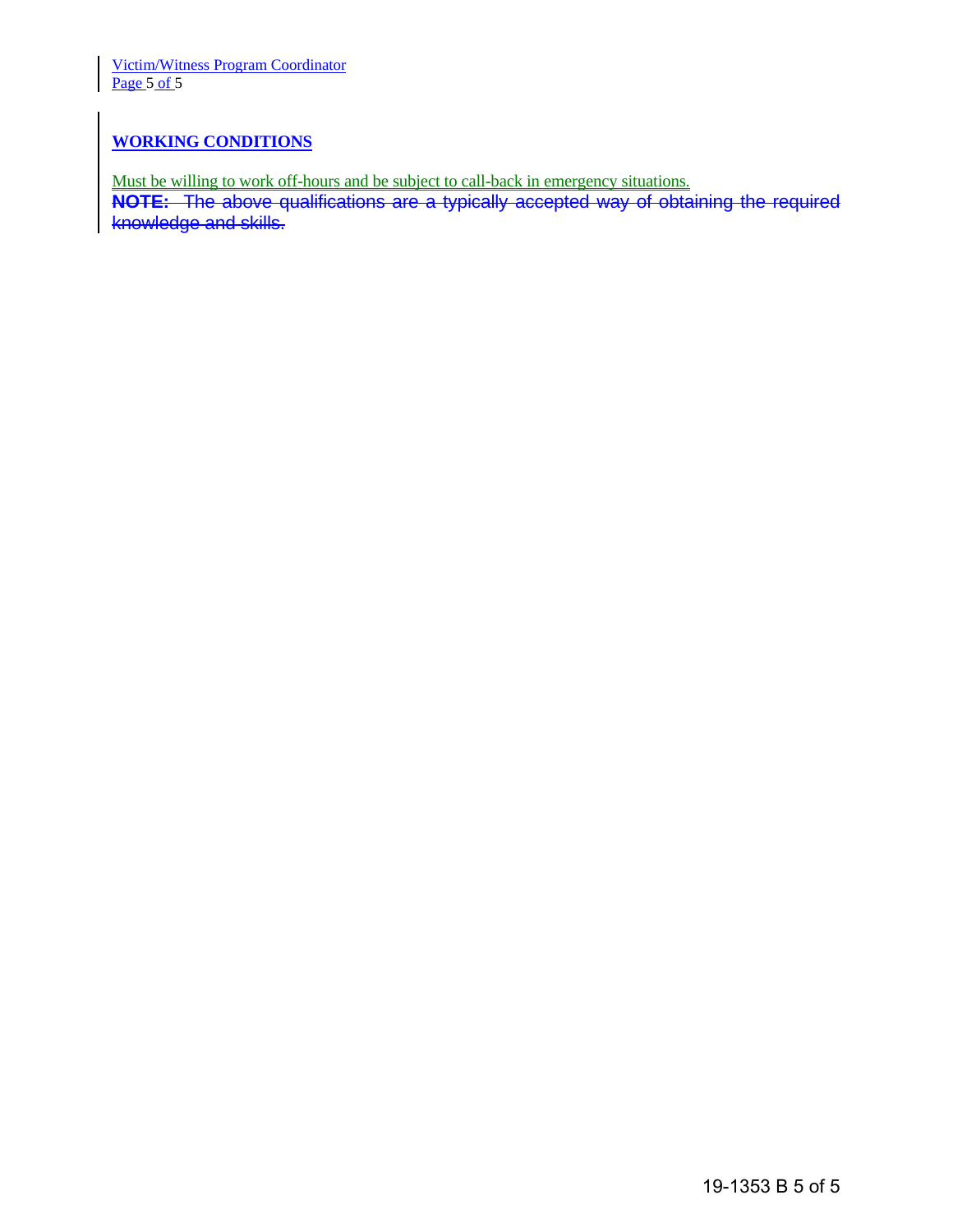## WORKING CONDITIONS

Must be willing to work off-hours and be subject to call-back in emergency situations.

~~**NOTE:** The above qualifications are a typically accepted way of obtaining the required knowledge and skills.~~